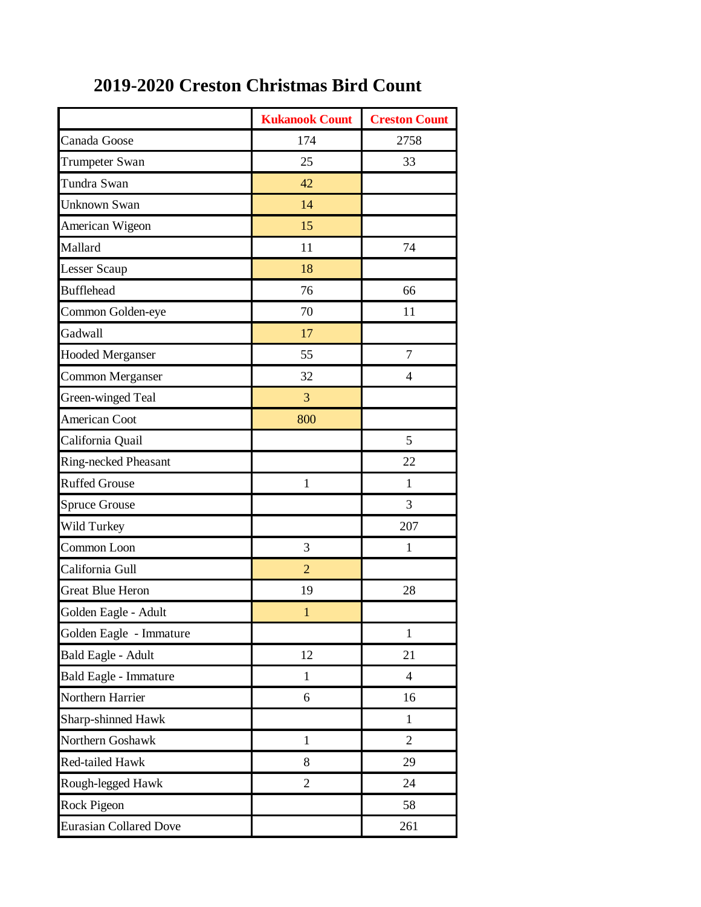# 2019-2020 Creston Christmas Bird Count

| | Kukanook Count | Creston Count |
|---|---|---|
| Canada Goose | 174 | 2758 |
| Trumpeter Swan | 25 | 33 |
| Tundra Swan | 42 | |
| Unknown Swan | 14 | |
| American Wigeon | 15 | |
| Mallard | 11 | 74 |
| Lesser Scaup | 18 | |
| Bufflehead | 76 | 66 |
| Common Golden-eye | 70 | 11 |
| Gadwall | 17 | |
| Hooded Merganser | 55 | 7 |
| Common Merganser | 32 | 4 |
| Green-winged Teal | 3 | |
| American Coot | 800 | |
| California Quail | | 5 |
| Ring-necked Pheasant | | 22 |
| Ruffed Grouse | 1 | 1 |
| Spruce Grouse | | 3 |
| Wild Turkey | | 207 |
| Common Loon | 3 | 1 |
| California Gull | 2 | |
| Great Blue Heron | 19 | 28 |
| Golden Eagle - Adult | 1 | |
| Golden Eagle - Immature | | 1 |
| Bald Eagle - Adult | 12 | 21 |
| Bald Eagle - Immature | 1 | 4 |
| Northern Harrier | 6 | 16 |
| Sharp-shinned Hawk | | 1 |
| Northern Goshawk | 1 | 2 |
| Red-tailed Hawk | 8 | 29 |
| Rough-legged Hawk | 2 | 24 |
| Rock Pigeon | | 58 |
| Eurasian Collared Dove | | 261 |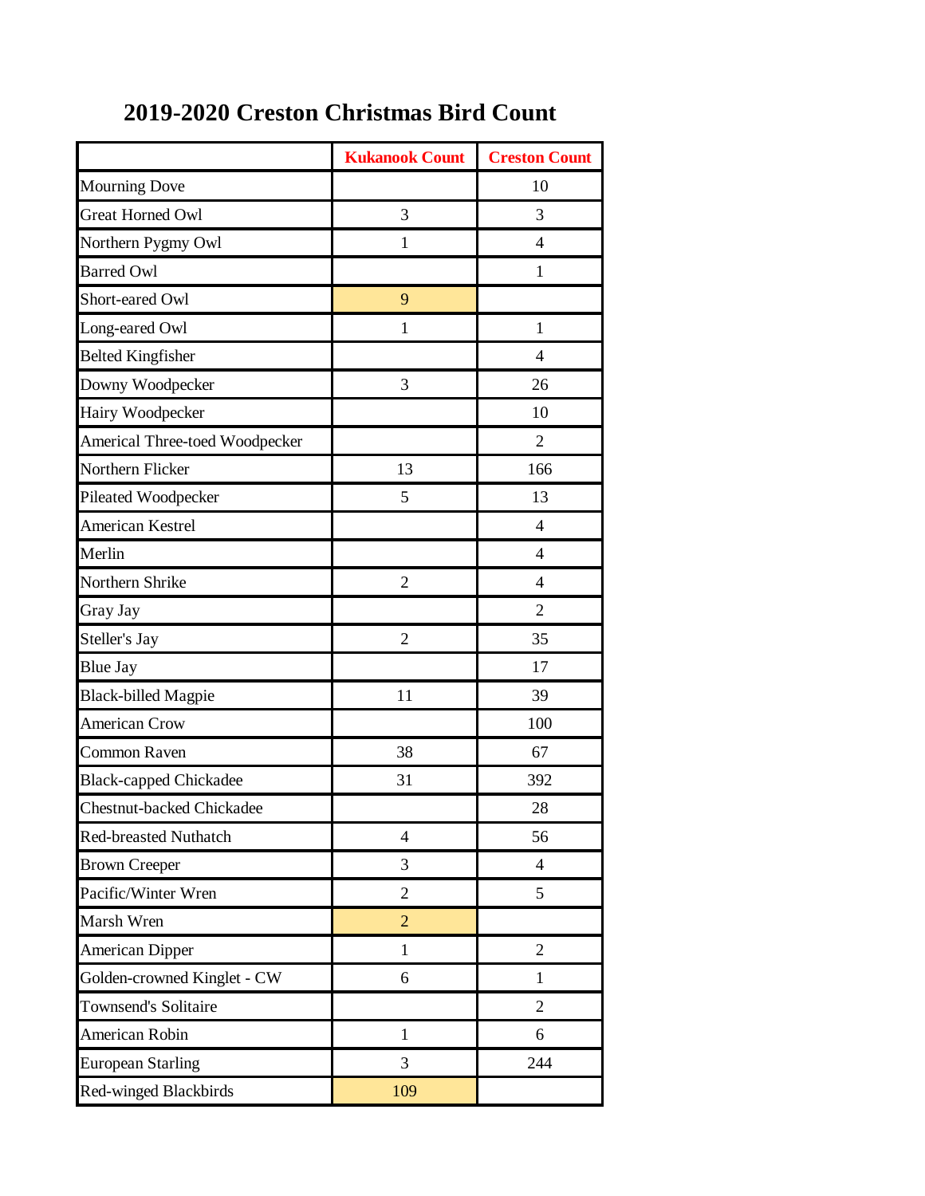# 2019-2020 Creston Christmas Bird Count

| | Kukanook Count | Creston Count |
|---|---|---|
| Mourning Dove | | 10 |
| Great Horned Owl | 3 | 3 |
| Northern Pygmy Owl | 1 | 4 |
| Barred Owl | | 1 |
| Short-eared Owl | 9 | |
| Long-eared Owl | 1 | 1 |
| Belted Kingfisher | | 4 |
| Downy Woodpecker | 3 | 26 |
| Hairy Woodpecker | | 10 |
| Americal Three-toed Woodpecker | | 2 |
| Northern Flicker | 13 | 166 |
| Pileated Woodpecker | 5 | 13 |
| American Kestrel | | 4 |
| Merlin | | 4 |
| Northern Shrike | 2 | 4 |
| Gray Jay | | 2 |
| Steller's Jay | 2 | 35 |
| Blue Jay | | 17 |
| Black-billed Magpie | 11 | 39 |
| American Crow | | 100 |
| Common Raven | 38 | 67 |
| Black-capped Chickadee | 31 | 392 |
| Chestnut-backed Chickadee | | 28 |
| Red-breasted Nuthatch | 4 | 56 |
| Brown Creeper | 3 | 4 |
| Pacific/Winter Wren | 2 | 5 |
| Marsh Wren | 2 | |
| American Dipper | 1 | 2 |
| Golden-crowned Kinglet - CW | 6 | 1 |
| Townsend's Solitaire | | 2 |
| American Robin | 1 | 6 |
| European Starling | 3 | 244 |
| Red-winged Blackbirds | 109 | |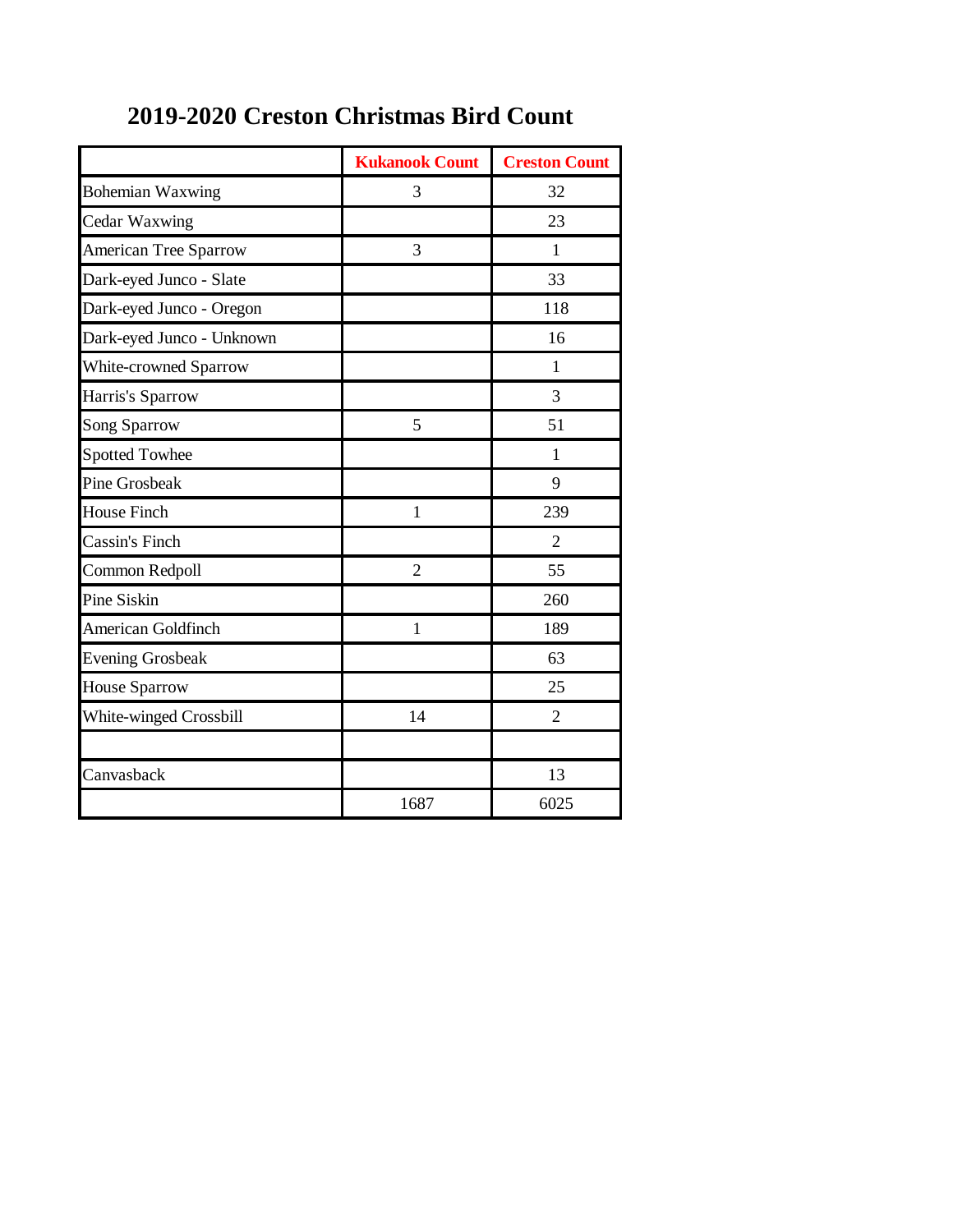# 2019-2020 Creston Christmas Bird Count

| | Kukanook Count | Creston Count |
|---|---|---|
| Bohemian Waxwing | 3 | 32 |
| Cedar Waxwing | | 23 |
| American Tree Sparrow | 3 | 1 |
| Dark-eyed Junco - Slate | | 33 |
| Dark-eyed Junco - Oregon | | 118 |
| Dark-eyed Junco - Unknown | | 16 |
| White-crowned Sparrow | | 1 |
| Harris's Sparrow | | 3 |
| Song Sparrow | 5 | 51 |
| Spotted Towhee | | 1 |
| Pine Grosbeak | | 9 |
| House Finch | 1 | 239 |
| Cassin's Finch | | 2 |
| Common Redpoll | 2 | 55 |
| Pine Siskin | | 260 |
| American Goldfinch | 1 | 189 |
| Evening Grosbeak | | 63 |
| House Sparrow | | 25 |
| White-winged Crossbill | 14 | 2 |
| | | |
| Canvasback | | 13 |
| | 1687 | 6025 |